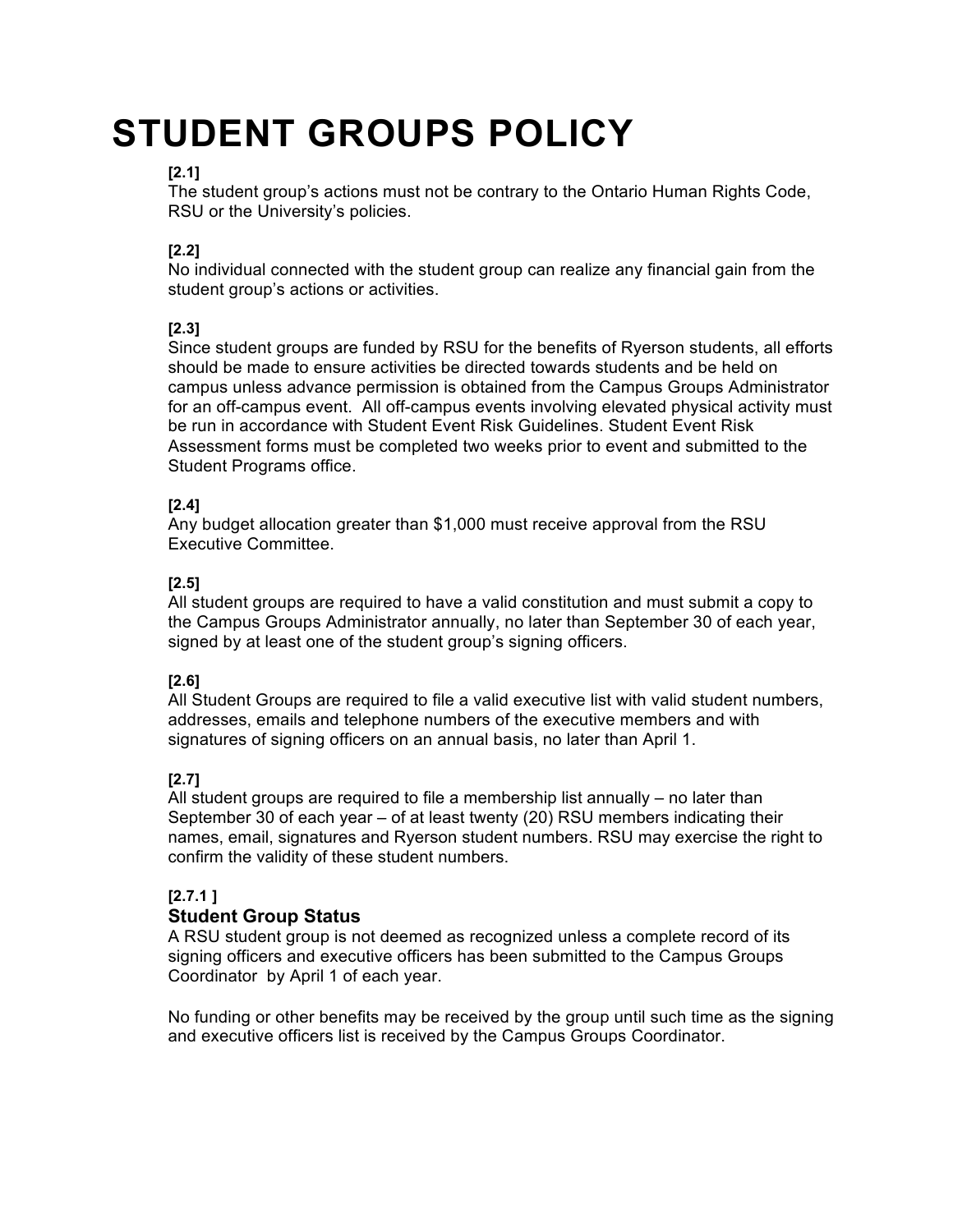# STUDENT GROUPS POLICY

**[2.1]**
The student group's actions must not be contrary to the Ontario Human Rights Code, RSU or the University's policies.

**[2.2]**
No individual connected with the student group can realize any financial gain from the student group's actions or activities.

**[2.3]**
Since student groups are funded by RSU for the benefits of Ryerson students, all efforts should be made to ensure activities be directed towards students and be held on campus unless advance permission is obtained from the Campus Groups Administrator for an off-campus event. All off-campus events involving elevated physical activity must be run in accordance with Student Event Risk Guidelines. Student Event Risk Assessment forms must be completed two weeks prior to event and submitted to the Student Programs office.

**[2.4]**
Any budget allocation greater than $1,000 must receive approval from the RSU Executive Committee.

**[2.5]**
All student groups are required to have a valid constitution and must submit a copy to the Campus Groups Administrator annually, no later than September 30 of each year, signed by at least one of the student group's signing officers.

**[2.6]**
All Student Groups are required to file a valid executive list with valid student numbers, addresses, emails and telephone numbers of the executive members and with signatures of signing officers on an annual basis, no later than April 1.

**[2.7]**
All student groups are required to file a membership list annually – no later than September 30 of each year – of at least twenty (20) RSU members indicating their names, email, signatures and Ryerson student numbers. RSU may exercise the right to confirm the validity of these student numbers.

**[2.7.1 ]**

### Student Group Status

A RSU student group is not deemed as recognized unless a complete record of its signing officers and executive officers has been submitted to the Campus Groups Coordinator by April 1 of each year.

No funding or other benefits may be received by the group until such time as the signing and executive officers list is received by the Campus Groups Coordinator.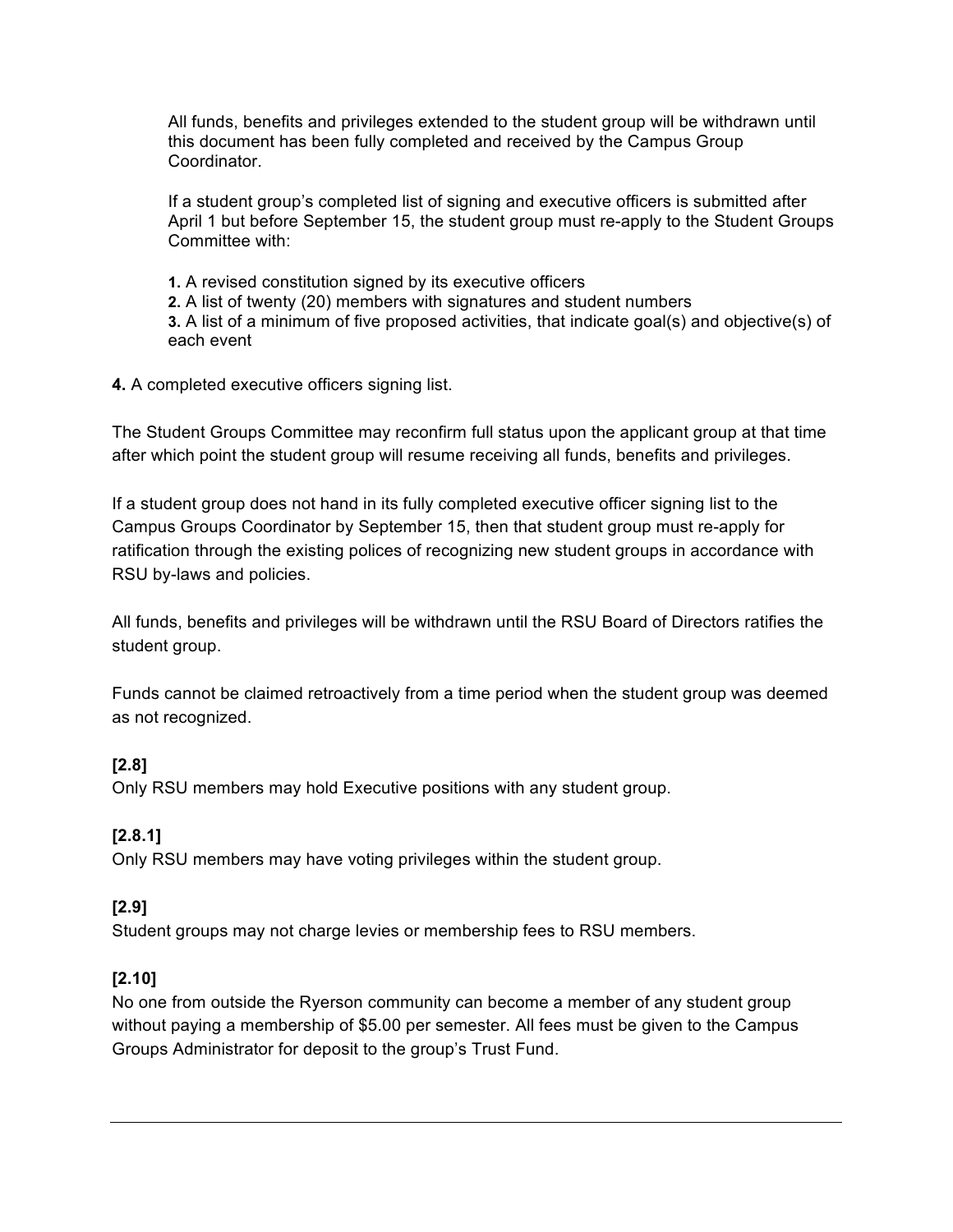All funds, benefits and privileges extended to the student group will be withdrawn until this document has been fully completed and received by the Campus Group Coordinator.

If a student group's completed list of signing and executive officers is submitted after April 1 but before September 15, the student group must re-apply to the Student Groups Committee with:

**1.** A revised constitution signed by its executive officers
**2.** A list of twenty (20) members with signatures and student numbers
**3.** A list of a minimum of five proposed activities, that indicate goal(s) and objective(s) of each event

**4.** A completed executive officers signing list.

The Student Groups Committee may reconfirm full status upon the applicant group at that time after which point the student group will resume receiving all funds, benefits and privileges.

If a student group does not hand in its fully completed executive officer signing list to the Campus Groups Coordinator by September 15, then that student group must re-apply for ratification through the existing polices of recognizing new student groups in accordance with RSU by-laws and policies.

All funds, benefits and privileges will be withdrawn until the RSU Board of Directors ratifies the student group.

Funds cannot be claimed retroactively from a time period when the student group was deemed as not recognized.

**[2.8]**
Only RSU members may hold Executive positions with any student group.

**[2.8.1]**
Only RSU members may have voting privileges within the student group.

**[2.9]**
Student groups may not charge levies or membership fees to RSU members.

**[2.10]**
No one from outside the Ryerson community can become a member of any student group without paying a membership of $5.00 per semester. All fees must be given to the Campus Groups Administrator for deposit to the group's Trust Fund.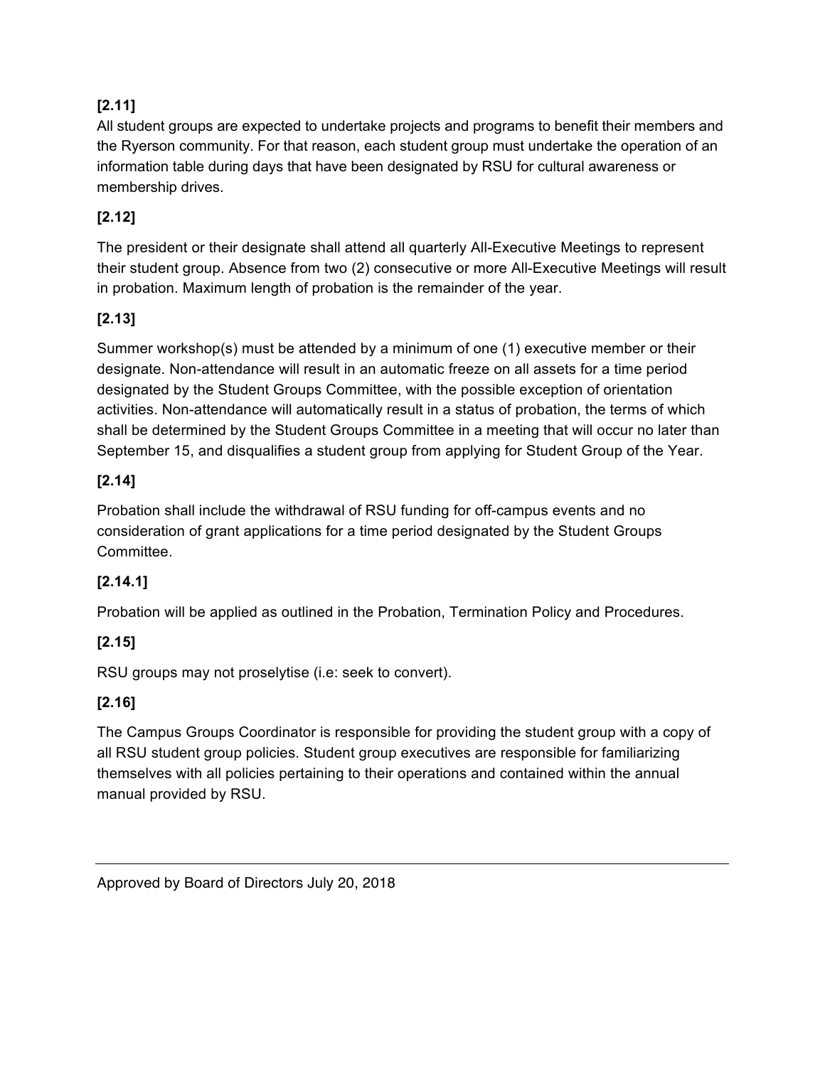**[2.11]**

All student groups are expected to undertake projects and programs to benefit their members and the Ryerson community. For that reason, each student group must undertake the operation of an information table during days that have been designated by RSU for cultural awareness or membership drives.

**[2.12]**

The president or their designate shall attend all quarterly All-Executive Meetings to represent their student group. Absence from two (2) consecutive or more All-Executive Meetings will result in probation. Maximum length of probation is the remainder of the year.

**[2.13]**

Summer workshop(s) must be attended by a minimum of one (1) executive member or their designate. Non-attendance will result in an automatic freeze on all assets for a time period designated by the Student Groups Committee, with the possible exception of orientation activities. Non-attendance will automatically result in a status of probation, the terms of which shall be determined by the Student Groups Committee in a meeting that will occur no later than September 15, and disqualifies a student group from applying for Student Group of the Year.

**[2.14]**

Probation shall include the withdrawal of RSU funding for off-campus events and no consideration of grant applications for a time period designated by the Student Groups Committee.

**[2.14.1]**

Probation will be applied as outlined in the Probation, Termination Policy and Procedures.

**[2.15]**

RSU groups may not proselytise (i.e: seek to convert).

**[2.16]**

The Campus Groups Coordinator is responsible for providing the student group with a copy of all RSU student group policies. Student group executives are responsible for familiarizing themselves with all policies pertaining to their operations and contained within the annual manual provided by RSU.

---

Approved by Board of Directors July 20, 2018